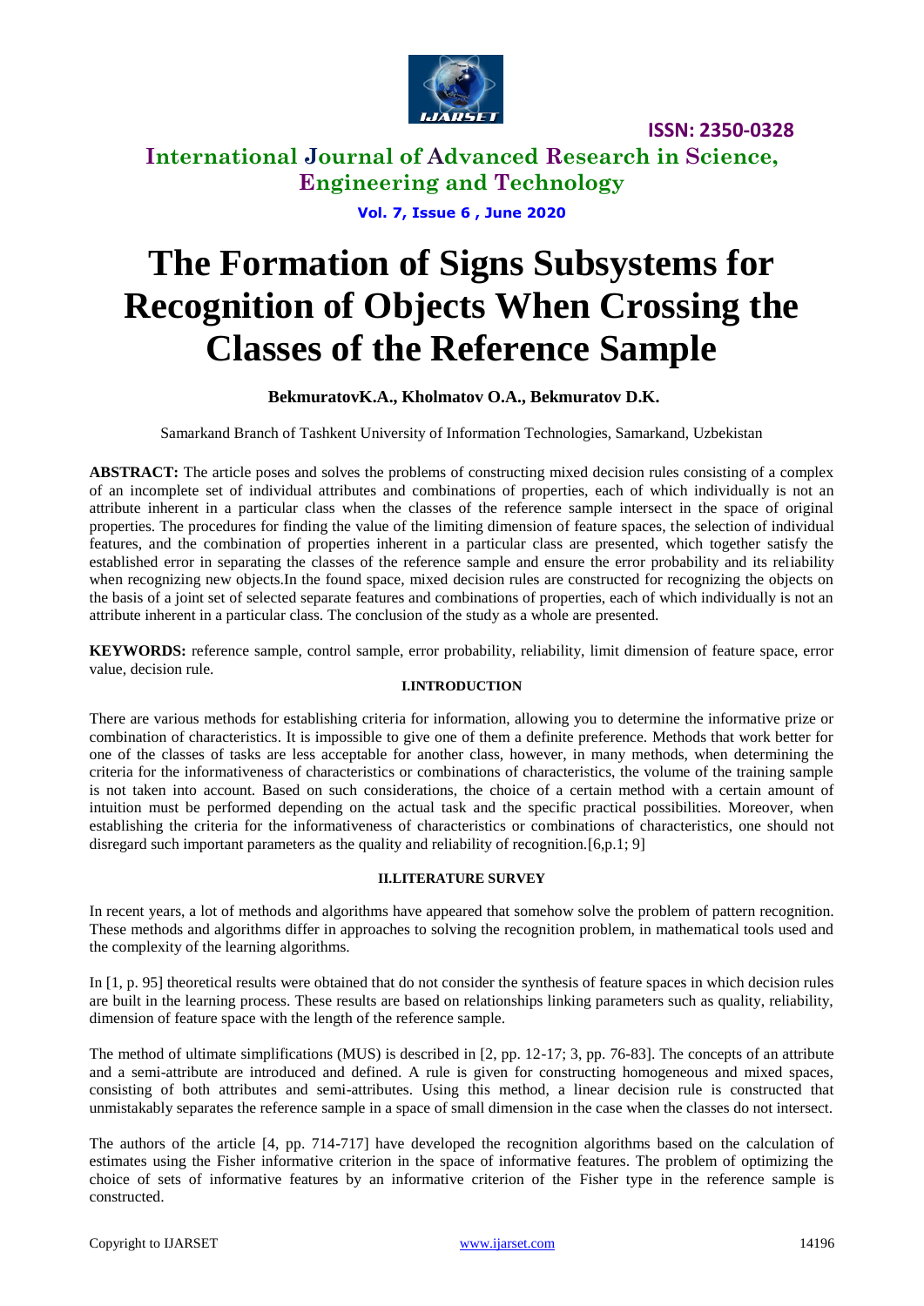# The Formation of Signs Subsystems for Recognition of Objects When Crossing the Classes of the Reference Sample

**BekmuratovK.A., Kholmatov O.A., Bekmuratov D.K.**

Samarkand Branch of Tashkent University of Information Technologies, Samarkand, Uzbekistan

**ABSTRACT:** The article poses and solves the problems of constructing mixed decision rules consisting of a complex of an incomplete set of individual attributes and combinations of properties, each of which individually is not an attribute inherent in a particular class when the classes of the reference sample intersect in the space of original properties. The procedures for finding the value of the limiting dimension of feature spaces, the selection of individual features, and the combination of properties inherent in a particular class are presented, which together satisfy the established error in separating the classes of the reference sample and ensure the error probability and its reliability when recognizing new objects.In the found space, mixed decision rules are constructed for recognizing the objects on the basis of a joint set of selected separate features and combinations of properties, each of which individually is not an attribute inherent in a particular class. The conclusion of the study as a whole are presented.

**KEYWORDS:** reference sample, control sample, error probability, reliability, limit dimension of feature space, error value, decision rule.

## I.INTRODUCTION

There are various methods for establishing criteria for information, allowing you to determine the informative prize or combination of characteristics. It is impossible to give one of them a definite preference. Methods that work better for one of the classes of tasks are less acceptable for another class, however, in many methods, when determining the criteria for the informativeness of characteristics or combinations of characteristics, the volume of the training sample is not taken into account. Based on such considerations, the choice of a certain method with a certain amount of intuition must be performed depending on the actual task and the specific practical possibilities. Moreover, when establishing the criteria for the informativeness of characteristics or combinations of characteristics, one should not disregard such important parameters as the quality and reliability of recognition.[6,p.1; 9]

## II.LITERATURE SURVEY

In recent years, a lot of methods and algorithms have appeared that somehow solve the problem of pattern recognition. These methods and algorithms differ in approaches to solving the recognition problem, in mathematical tools used and the complexity of the learning algorithms.

In [1, p. 95] theoretical results were obtained that do not consider the synthesis of feature spaces in which decision rules are built in the learning process. These results are based on relationships linking parameters such as quality, reliability, dimension of feature space with the length of the reference sample.

The method of ultimate simplifications (MUS) is described in [2, pp. 12-17; 3, pp. 76-83]. The concepts of an attribute and a semi-attribute are introduced and defined. A rule is given for constructing homogeneous and mixed spaces, consisting of both attributes and semi-attributes. Using this method, a linear decision rule is constructed that unmistakably separates the reference sample in a space of small dimension in the case when the classes do not intersect.

The authors of the article [4, pp. 714-717] have developed the recognition algorithms based on the calculation of estimates using the Fisher informative criterion in the space of informative features. The problem of optimizing the choice of sets of informative features by an informative criterion of the Fisher type in the reference sample is constructed.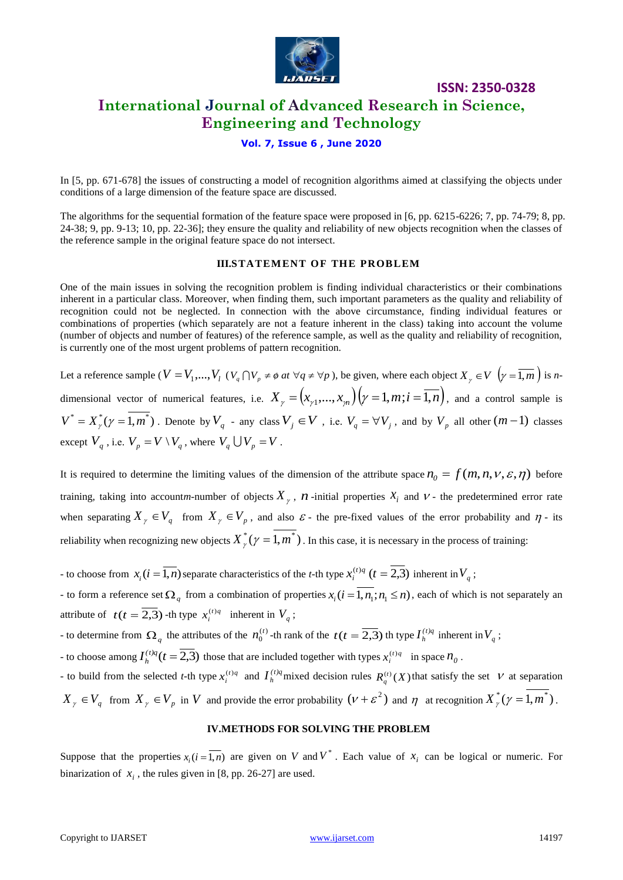In [5, pp. 671-678] the issues of constructing a model of recognition algorithms aimed at classifying the objects under conditions of a large dimension of the feature space are discussed.

The algorithms for the sequential formation of the feature space were proposed in [6, pp. 6215-6226; 7, pp. 74-79; 8, pp. 24-38; 9, pp. 9-13; 10, pp. 22-36]; they ensure the quality and reliability of new objects recognition when the classes of the reference sample in the original feature space do not intersect.

## III.STATEMENT OF THE PROBLEM

One of the main issues in solving the recognition problem is finding individual characteristics or their combinations inherent in a particular class. Moreover, when finding them, such important parameters as the quality and reliability of recognition could not be neglected. In connection with the above circumstance, finding individual features or combinations of properties (which separately are not a feature inherent in the class) taking into account the volume (number of objects and number of features) of the reference sample, as well as the quality and reliability of recognition, is currently one of the most urgent problems of pattern recognition.

Let a reference sample ($V = V_1,...,V_l$ ($V_q \cap V_p \neq \phi$ *at* $\forall q \neq \forall p$), be given, where each object $X_\gamma \in V$ $\left(\gamma = \overline{1,m}\right)$ is *n*-dimensional vector of numerical features, i.e. $X_\gamma = \left(x_{\gamma 1},...,x_{\gamma n}\right)\left(\gamma = 1,m; i = \overline{1,n}\right)$, and a control sample is $V^* = X_\gamma^*(\gamma = \overline{1,m^*})$. Denote by $V_q$ - any class $V_j \in V$, i.e. $V_q = \forall V_j$, and by $V_p$ all other $(m-1)$ classes except $V_q$, i.e. $V_p = V \setminus V_q$, where $V_q \bigcup V_p = V$.

It is required to determine the limiting values of the dimension of the attribute space $n_0 = f(m,n,\nu,\varepsilon,\eta)$ before training, taking into account*m*-number of objects $X_\gamma$, $n$ -initial properties $x_i$ and $\nu$ - the predetermined error rate when separating $X_\gamma \in V_q$ from $X_\gamma \in V_p$, and also $\varepsilon$ - the pre-fixed values of the error probability and $\eta$ - its reliability when recognizing new objects $X_\gamma^*(\gamma = \overline{1,m^*})$. In this case, it is necessary in the process of training:

- to choose from $x_i(i = \overline{1,n})$ separate characteristics of the *t*-th type $x_i^{(t)q}$ $(t = \overline{2,3})$ inherent in $V_q$;
- to form a reference set $\Omega_q$ from a combination of properties $x_i(i = \overline{1,n_1}; n_1 \leq n)$, each of which is not separately an attribute of $t(t = \overline{2,3})$ -th type $x_i^{(t)q}$ inherent in $V_q$;
- to determine from $\Omega_q$ the attributes of the $n_0^{(t)}$ -th rank of the $t(t = \overline{2,3})$ th type $I_h^{(t)q}$ inherent in $V_q$;
- to choose among $I_h^{(t)q}(t = \overline{2,3})$ those that are included together with types $x_i^{(t)q}$ in space $n_0$.
- to build from the selected *t*-th type $x_i^{(t)q}$ and $I_h^{(t)q}$ mixed decision rules $R_q^{(t)}(X)$ that satisfy the set $\nu$ at separation $X_\gamma \in V_q$ from $X_\gamma \in V_p$ in $V$ and provide the error probability $(\nu + \varepsilon^2)$ and $\eta$ at recognition $X_\gamma^*(\gamma = \overline{1,m^*})$.

## IV.METHODS FOR SOLVING THE PROBLEM

Suppose that the properties $x_i(i = \overline{1,n})$ are given on $V$ and $V^*$. Each value of $x_i$ can be logical or numeric. For binarization of $x_i$, the rules given in [8, pp. 26-27] are used.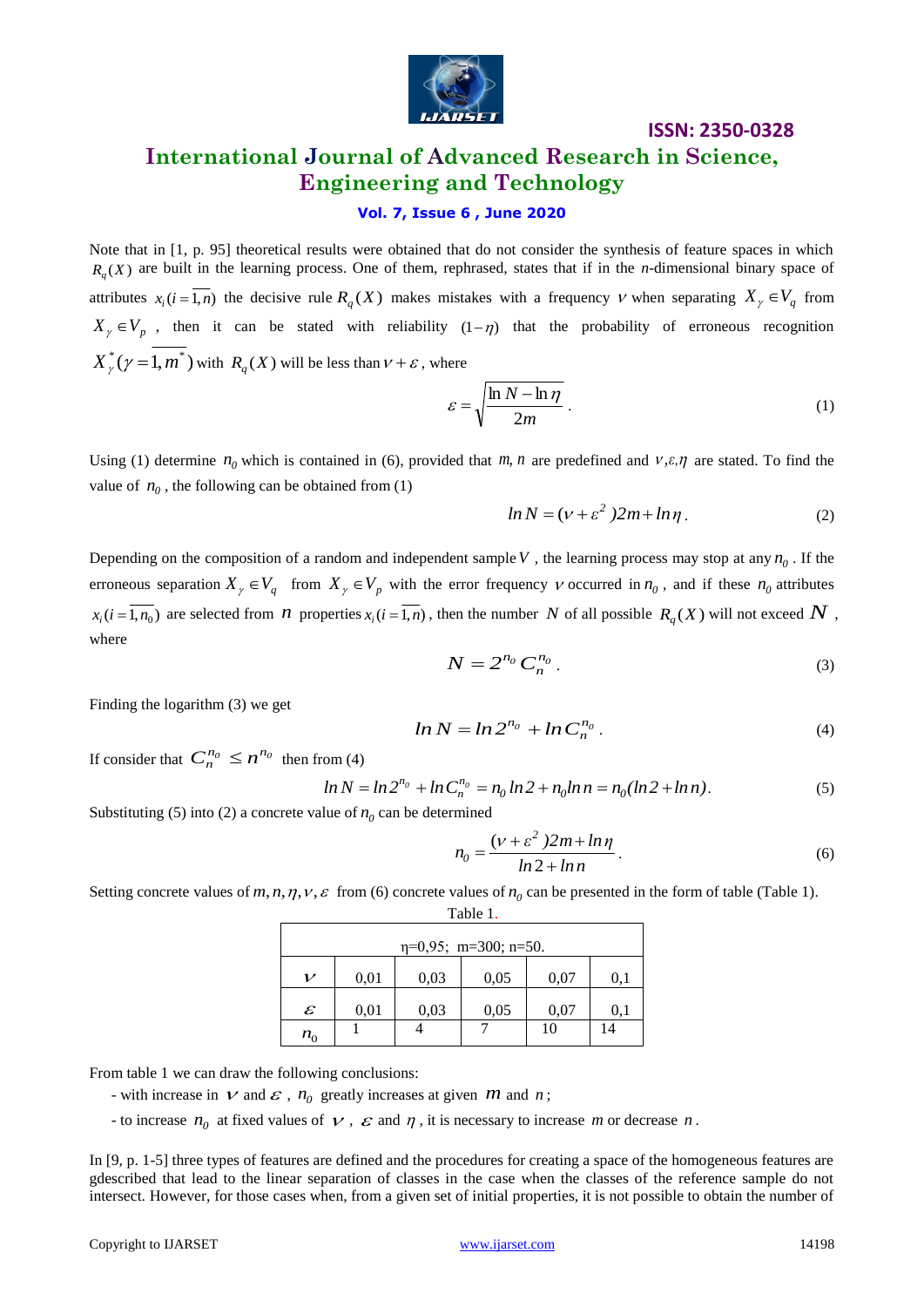Note that in [1, p. 95] theoretical results were obtained that do not consider the synthesis of feature spaces in which $R_q(X)$ are built in the learning process. One of them, rephrased, states that if in the *n*-dimensional binary space of attributes $x_i(i=\overline{1,n})$ the decisive rule $R_q(X)$ makes mistakes with a frequency $\nu$ when separating $X_\gamma \in V_q$ from $X_\gamma \in V_p$, then it can be stated with reliability $(1-\eta)$ that the probability of erroneous recognition $X^*_\gamma(\gamma=\overline{1,m^*})$ with $R_q(X)$ will be less than $\nu+\varepsilon$, where

$$\varepsilon = \sqrt{\frac{\ln N - \ln \eta}{2m}} . \tag{1}$$

Using (1) determine $n_0$ which is contained in (6), provided that $m, n$ are predefined and $\nu, \varepsilon, \eta$ are stated. To find the value of $n_0$, the following can be obtained from (1)

$$ln\,N = (\nu + \varepsilon^2)2m + ln\,\eta . \tag{2}$$

Depending on the composition of a random and independent sample $V$, the learning process may stop at any $n_0$. If the erroneous separation $X_\gamma \in V_q$ from $X_\gamma \in V_p$ with the error frequency $\nu$ occurred in $n_0$, and if these $n_0$ attributes $x_i(i=\overline{1,n_0})$ are selected from $n$ properties $x_i(i=\overline{1,n})$, then the number $N$ of all possible $R_q(X)$ will not exceed $N$, where

$$N = 2^{n_0} C_n^{n_0} . \tag{3}$$

Finding the logarithm (3) we get

$$ln\,N = ln\,2^{n_0} + ln\,C_n^{n_0} . \tag{4}$$

If consider that $C_n^{n_0} \le n^{n_0}$ then from (4)

$$ln\,N = ln\,2^{n_0} + ln\,C_n^{n_0} = n_0\,ln\,2 + n_0 ln\,n = n_0(ln\,2 + ln\,n). \tag{5}$$

Substituting (5) into (2) a concrete value of $n_0$ can be determined

$$n_0 = \frac{(\nu + \varepsilon^2)2m + ln\,\eta}{ln\,2 + ln\,n} . \tag{6}$$

Setting concrete values of $m, n, \eta, \nu, \varepsilon$ from (6) concrete values of $n_0$ can be presented in the form of table (Table 1).

Table 1.

| η=0,95; m=300; n=50. | | | | | |
|---|---|---|---|---|---|
| $\nu$ | 0,01 | 0,03 | 0,05 | 0,07 | 0,1 |
| $\varepsilon$ | 0,01 | 0,03 | 0,05 | 0,07 | 0,1 |
| $n_0$ | 1 | 4 | 7 | 10 | 14 |

From table 1 we can draw the following conclusions:

- with increase in $\nu$ and $\varepsilon$, $n_0$ greatly increases at given $m$ and $n$;
- to increase $n_0$ at fixed values of $\nu$, $\varepsilon$ and $\eta$, it is necessary to increase $m$ or decrease $n$.

In [9, p. 1-5] three types of features are defined and the procedures for creating a space of the homogeneous features are gdescribed that lead to the linear separation of classes in the case when the classes of the reference sample do not intersect. However, for those cases when, from a given set of initial properties, it is not possible to obtain the number of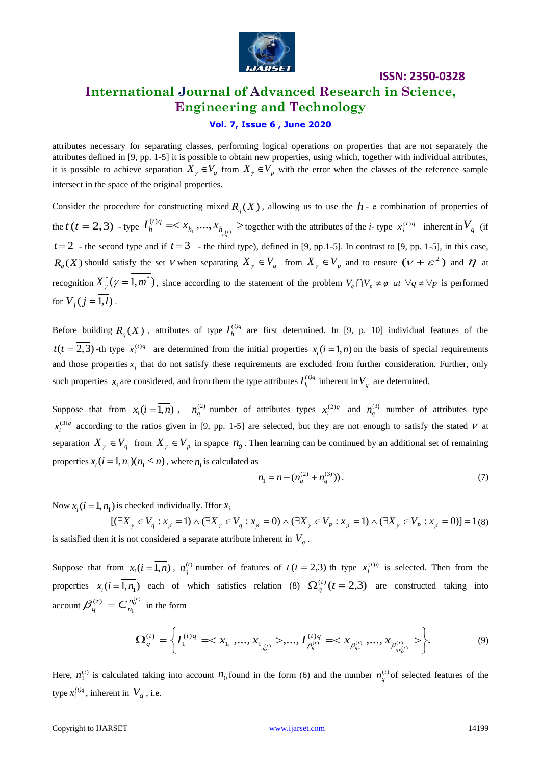attributes necessary for separating classes, performing logical operations on properties that are not separately the attributes defined in [9, pp. 1-5] it is possible to obtain new properties, using which, together with individual attributes, it is possible to achieve separation $X_\gamma \in V_q$ from $X_\gamma \in V_p$ with the error when the classes of the reference sample intersect in the space of the original properties.

Consider the procedure for constructing mixed $R_q(X)$, allowing us to use the $h$ - e combination of properties of the $t\ (t=\overline{2,3})$ - type $I_h^{(t)q} = < x_{h_1}, ..., x_{h_{n_0^{(t)}}} >$ together with the attributes of the *i*- type $x_i^{(t)q}$ inherent in $V_q$ (if $t=2$ - the second type and if $t=3$ - the third type), defined in [9, pp.1-5]. In contrast to [9, pp. 1-5], in this case, $R_q(X)$ should satisfy the set $\nu$ when separating $X_\gamma \in V_q$ from $X_\gamma \in V_p$ and to ensure $(\nu + \varepsilon^2)$ and $\eta$ at recognition $X_\gamma^*(\gamma = \overline{1, m^*})$, since according to the statement of the problem $V_q \cap V_p \neq \phi\ \ at\ \ \forall q \neq \forall p$ is performed for $V_j(j=\overline{1,l})$.

Before building $R_q(X)$, attributes of type $I_h^{(t)q}$ are first determined. In [9, p. 10] individual features of the $t(t=\overline{2,3})$-th type $x_i^{(t)q}$ are determined from the initial properties $x_i(i=\overline{1,n})$ on the basis of special requirements and those properties $x_i$ that do not satisfy these requirements are excluded from further consideration. Further, only such properties $x_i$ are considered, and from them the type attributes $I_h^{(t)q}$ inherent in $V_q$ are determined.

Suppose that from $x_i(i=\overline{1,n})$, $n_q^{(2)}$ number of attributes types $x_i^{(2)q}$ and $n_q^{(3)}$ number of attributes type $x_i^{(3)q}$ according to the ratios given in [9, pp. 1-5] are selected, but they are not enough to satisfy the stated $\nu$ at separation $X_\gamma \in V_q$ from $X_\gamma \in V_p$ in spapce $n_0$. Then learning can be continued by an additional set of remaining properties $x_i(i=\overline{1,n_1})(n_1 \leq n)$, where $n_1$ is calculated as

$$n_1 = n - (n_q^{(2)} + n_q^{(3)})). \tag{7}$$

Now $x_i(i=\overline{1,n_1})$ is checked individually. Iffor $x_i$

$$[(\exists X_\gamma \in V_q : x_{\gamma i} = 1) \wedge (\exists X_\gamma \in V_q : x_{\gamma i} = 0) \wedge (\exists X_\gamma \in V_P : x_{\gamma i} = 1) \wedge (\exists X_\gamma \in V_P : x_{\gamma i} = 0)] = 1 \tag{8}$$

is satisfied then it is not considered a separate attribute inherent in $V_q$.

Suppose that from $x_i(i=\overline{1,n})$, $n_q^{(t)}$ number of features of $t\,(t=\overline{2,3})$ th type $x_i^{(t)q}$ is selected. Then from the properties $x_i(i=\overline{1,n_1})$ each of which satisfies relation (8) $\Omega_q^{(t)}(t=\overline{2,3})$ are constructed taking into account $\beta_q^{(t)} = C_{n_1}^{n_0^{(t)}}$ in the form

$$\Omega_q^{(t)} = \left\{ I_1^{(t)q} = < x_{1_1}, ..., x_{1_{n_0^{(t)}}} >, ..., I_{\beta_q^{(t)}}^{(t)q} = < x_{\beta_{q1}^{(t)}}, ..., x_{\beta_{qn_0^{(t)}}^{(t)}} > \right\}. \tag{9}$$

Here, $n_0^{(t)}$ is calculated taking into account $n_0$ found in the form (6) and the number $n_q^{(t)}$ of selected features of the type $x_i^{(t)q}$, inherent in $V_q$, i.e.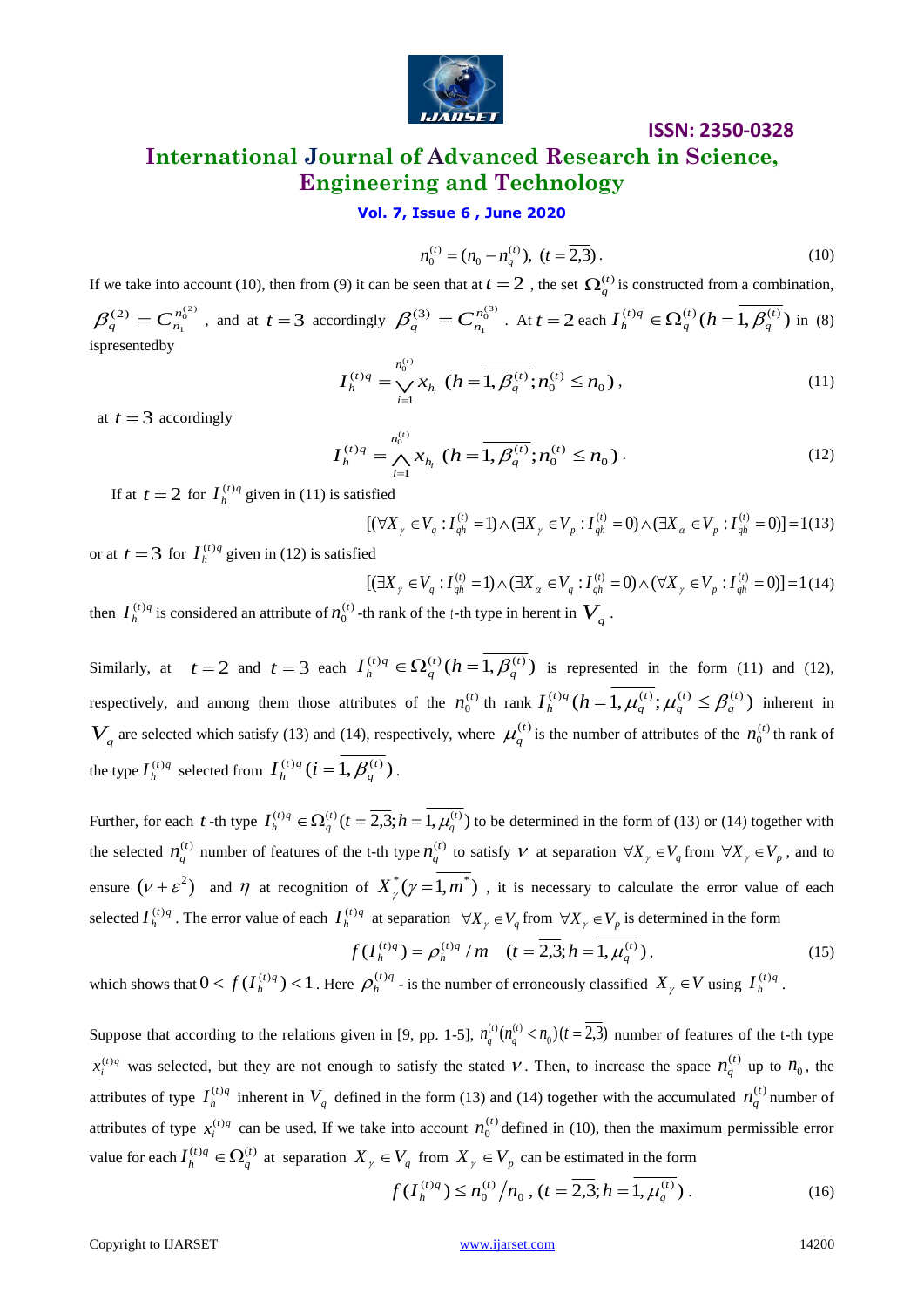$$n_0^{(t)} = (n_0 - n_q^{(t)}),\ (t = \overline{2,3}). \tag{10}$$

If we take into account (10), then from (9) it can be seen that at $t = 2$ , the set $\Omega_q^{(t)}$ is constructed from a combination, $\beta_q^{(2)} = C_{n_1}^{n_0^{(2)}}$ , and at $t = 3$ accordingly $\beta_q^{(3)} = C_{n_1}^{n_0^{(3)}}$ . At $t = 2$ each $I_h^{(t)q} \in \Omega_q^{(t)}(h = \overline{1, \beta_q^{(t)}})$ in (8) ispresentedby

$$I_h^{(t)q} = \bigvee_{i=1}^{n_0^{(t)}} x_{h_i}\ (h = \overline{1, \beta_q^{(t)}}; n_0^{(t)} \le n_0), \tag{11}$$

at $t = 3$ accordingly

$$I_h^{(t)q} = \bigwedge_{i=1}^{n_0^{(t)}} x_{h_i}\ (h = \overline{1, \beta_q^{(t)}}; n_0^{(t)} \le n_0). \tag{12}$$

If at $t = 2$ for $I_h^{(t)q}$ given in (11) is satisfied

$$[(\forall X_\gamma \in V_q : I_{qh}^{(t)} = 1) \wedge (\exists X_\gamma \in V_p : I_{qh}^{(t)} = 0) \wedge (\exists X_\alpha \in V_p : I_{qh}^{(t)} = 0)] = 1 \tag{13}$$

or at $t = 3$ for $I_h^{(t)q}$ given in (12) is satisfied

$$[(\exists X_\gamma \in V_q : I_{qh}^{(t)} = 1) \wedge (\exists X_\alpha \in V_q : I_{qh}^{(t)} = 0) \wedge (\forall X_\gamma \in V_p : I_{qh}^{(t)} = 0)] = 1 \tag{14}$$

then $I_h^{(t)q}$ is considered an attribute of $n_0^{(t)}$ -th rank of the $t$-th type in herent in $V_q$ .

Similarly, at $t = 2$ and $t = 3$ each $I_h^{(t)q} \in \Omega_q^{(t)}(h = \overline{1, \beta_q^{(t)}})$ is represented in the form (11) and (12), respectively, and among them those attributes of the $n_0^{(t)}$ th rank $I_h^{(t)q}(h = \overline{1, \mu_q^{(t)}}; \mu_q^{(t)} \le \beta_q^{(t)})$ inherent in $V_q$ are selected which satisfy (13) and (14), respectively, where $\mu_q^{(t)}$ is the number of attributes of the $n_0^{(t)}$ th rank of the type $I_h^{(t)q}$ selected from $I_h^{(t)q}(i = \overline{1, \beta_q^{(t)}})$ .

Further, for each $t$ -th type $I_h^{(t)q} \in \Omega_q^{(t)}(t = \overline{2,3}; h = \overline{1, \mu_q^{(t)}})$ to be determined in the form of (13) or (14) together with the selected $n_q^{(t)}$ number of features of the t-th type $n_q^{(t)}$ to satisfy $\nu$ at separation $\forall X_\gamma \in V_q$ from $\forall X_\gamma \in V_p$ , and to ensure $(\nu + \varepsilon^2)$ and $\eta$ at recognition of $X_\gamma^*(\gamma = \overline{1, m^*})$ , it is necessary to calculate the error value of each selected $I_h^{(t)q}$ . The error value of each $I_h^{(t)q}$ at separation $\forall X_\gamma \in V_q$ from $\forall X_\gamma \in V_p$ is determined in the form

$$f(I_h^{(t)q}) = \rho_h^{(t)q} / m \quad (t = \overline{2,3}; h = \overline{1, \mu_q^{(t)}}), \tag{15}$$

which shows that $0 < f(I_h^{(t)q}) < 1$ . Here $\rho_h^{(t)q}$ - is the number of erroneously classified $X_\gamma \in V$ using $I_h^{(t)q}$ .

Suppose that according to the relations given in [9, pp. 1-5], $n_q^{(t)}(n_q^{(t)} < n_0)(t = \overline{2,3})$ number of features of the t-th type $x_i^{(t)q}$ was selected, but they are not enough to satisfy the stated $\nu$ . Then, to increase the space $n_q^{(t)}$ up to $n_0$ , the attributes of type $I_h^{(t)q}$ inherent in $V_q$ defined in the form (13) and (14) together with the accumulated $n_q^{(t)}$ number of attributes of type $x_i^{(t)q}$ can be used. If we take into account $n_0^{(t)}$ defined in (10), then the maximum permissible error value for each $I_h^{(t)q} \in \Omega_q^{(t)}$ at separation $X_\gamma \in V_q$ from $X_\gamma \in V_p$ can be estimated in the form

$$f(I_h^{(t)q}) \le n_0^{(t)} / n_0,\ (t = \overline{2,3}; h = \overline{1, \mu_q^{(t)}}). \tag{16}$$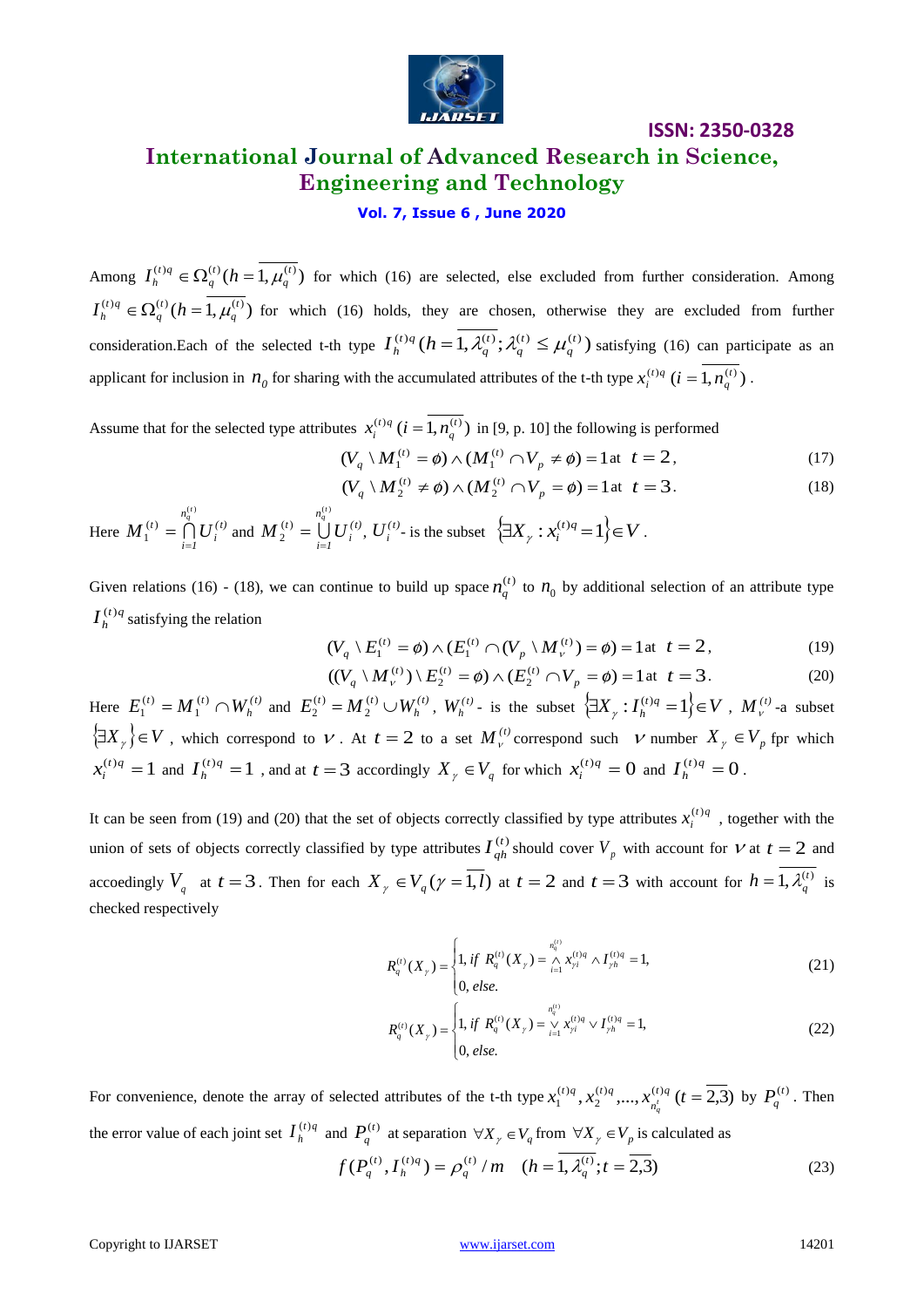Among $I_h^{(t)q} \in \Omega_q^{(t)} (h = \overline{1, \mu_q^{(t)}})$ for which (16) are selected, else excluded from further consideration. Among $I_h^{(t)q} \in \Omega_q^{(t)} (h = \overline{1, \mu_q^{(t)}})$ for which (16) holds, they are chosen, otherwise they are excluded from further consideration.Each of the selected t-th type $I_h^{(t)q} (h = \overline{1, \lambda_q^{(t)}}; \lambda_q^{(t)} \le \mu_q^{(t)})$ satisfying (16) can participate as an applicant for inclusion in $n_0$ for sharing with the accumulated attributes of the t-th type $x_i^{(t)q}$ $(i = \overline{1, n_q^{(t)}})$.

Assume that for the selected type attributes $x_i^{(t)q}$ $(i = \overline{1, n_q^{(t)}})$ in [9, p. 10] the following is performed

$$(V_q \setminus M_1^{(t)} = \phi) \wedge (M_1^{(t)} \cap V_p \neq \phi) = 1 \text{ at } t = 2, \tag{17}$$

$$(V_q \setminus M_2^{(t)} \neq \phi) \wedge (M_2^{(t)} \cap V_p = \phi) = 1 \text{ at } t = 3. \tag{18}$$

Here $M_1^{(t)} = \bigcap_{i=1}^{n_q^{(t)}} U_i^{(t)}$ and $M_2^{(t)} = \bigcup_{i=1}^{n_q^{(t)}} U_i^{(t)}$, $U_i^{(t)}$- is the subset $\{\exists X_\gamma : x_i^{(t)q} = 1\} \in V$.

Given relations (16) - (18), we can continue to build up space $n_q^{(t)}$ to $n_0$ by additional selection of an attribute type $I_h^{(t)q}$ satisfying the relation

$$(V_q \setminus E_1^{(t)} = \phi) \wedge (E_1^{(t)} \cap (V_p \setminus M_\nu^{(t)}) = \phi) = 1 \text{ at } t = 2, \tag{19}$$

$$((V_q \setminus M_\nu^{(t)}) \setminus E_2^{(t)} = \phi) \wedge (E_2^{(t)} \cap V_p = \phi) = 1 \text{ at } t = 3. \tag{20}$$

Here $E_1^{(t)} = M_1^{(t)} \cap W_h^{(t)}$ and $E_2^{(t)} = M_2^{(t)} \cup W_h^{(t)}$, $W_h^{(t)}$- is the subset $\{\exists X_\gamma : I_h^{(t)q} = 1\} \in V$, $M_\nu^{(t)}$-a subset $\{\exists X_\gamma\} \in V$, which correspond to $\nu$. At $t = 2$ to a set $M_\nu^{(t)}$ correspond such $\nu$ number $X_\gamma \in V_p$ fpr which $x_i^{(t)q} = 1$ and $I_h^{(t)q} = 1$, and at $t = 3$ accordingly $X_\gamma \in V_q$ for which $x_i^{(t)q} = 0$ and $I_h^{(t)q} = 0$.

It can be seen from (19) and (20) that the set of objects correctly classified by type attributes $x_i^{(t)q}$, together with the union of sets of objects correctly classified by type attributes $I_{qh}^{(t)}$ should cover $V_p$ with account for $\nu$ at $t = 2$ and accoedingly $V_q$ at $t = 3$. Then for each $X_\gamma \in V_q (\gamma = \overline{1, l})$ at $t = 2$ and $t = 3$ with account for $h = \overline{1, \lambda_q^{(t)}}$ is checked respectively

$$R_q^{(t)}(X_\gamma) = \begin{cases} 1, \text{ } if \text{ } R_q^{(t)}(X_\gamma) = \bigwedge_{i=1}^{n_q^{(t)}} x_{\gamma i}^{(t)q} \wedge I_{\gamma h}^{(t)q} = 1, \\ 0, \text{ } else. \end{cases} \tag{21}$$

$$R_q^{(t)}(X_\gamma) = \begin{cases} 1, \text{ } if \text{ } R_q^{(t)}(X_\gamma) = \bigvee_{i=1}^{n_q^{(t)}} x_{\gamma i}^{(t)q} \vee I_{\gamma h}^{(t)q} = 1, \\ 0, \text{ } else. \end{cases} \tag{22}$$

For convenience, denote the array of selected attributes of the t-th type $x_1^{(t)q}, x_2^{(t)q}, ..., x_{n_q^t}^{(t)q}$ $(t = \overline{2,3})$ by $P_q^{(t)}$. Then the error value of each joint set $I_h^{(t)q}$ and $P_q^{(t)}$ at separation $\forall X_\gamma \in V_q$ from $\forall X_\gamma \in V_p$ is calculated as

$$f(P_q^{(t)}, I_h^{(t)q}) = \rho_q^{(t)} / m \quad (h = \overline{1, \lambda_q^{(t)}}; t = \overline{2,3}) \tag{23}$$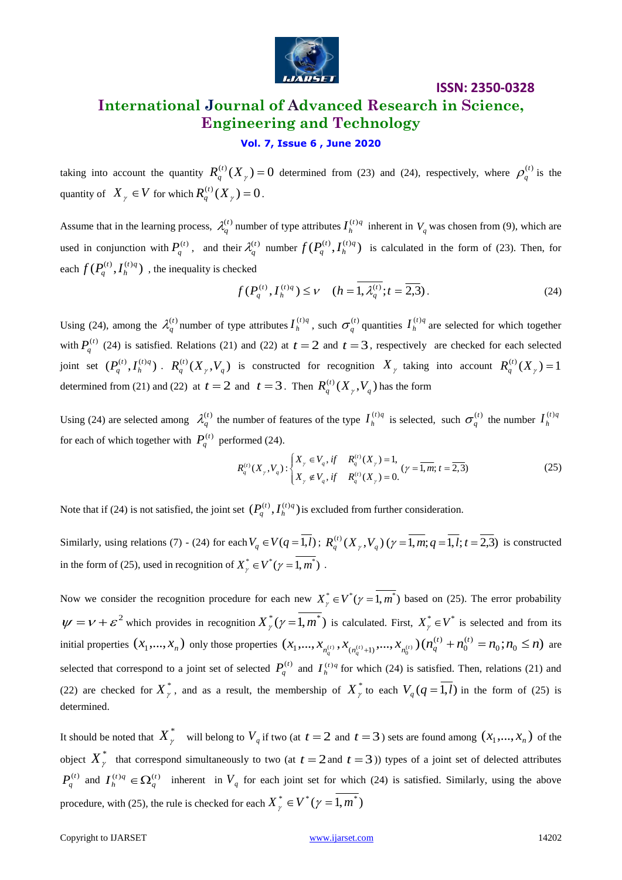taking into account the quantity $R_q^{(t)}(X_\gamma)=0$ determined from (23) and (24), respectively, where $\rho_q^{(t)}$ is the quantity of $X_\gamma \in V$ for which $R_q^{(t)}(X_\gamma)=0$.

Assume that in the learning process, $\lambda_q^{(t)}$ number of type attributes $I_h^{(t)q}$ inherent in $V_q$ was chosen from (9), which are used in conjunction with $P_q^{(t)}$, and their $\lambda_q^{(t)}$ number $f(P_q^{(t)}, I_h^{(t)q})$ is calculated in the form of (23). Then, for each $f(P_q^{(t)}, I_h^{(t)q})$, the inequality is checked

$$f(P_q^{(t)}, I_h^{(t)q}) \le \nu \quad (h=\overline{1,\lambda_q^{(t)}}; t=\overline{2,3}). \tag{24}$$

Using (24), among the $\lambda_q^{(t)}$ number of type attributes $I_h^{(t)q}$, such $\sigma_q^{(t)}$ quantities $I_h^{(t)q}$ are selected for which together with $P_q^{(t)}$ (24) is satisfied. Relations (21) and (22) at $t=2$ and $t=3$, respectively are checked for each selected joint set $(P_q^{(t)}, I_h^{(t)q})$. $R_q^{(t)}(X_\gamma, V_q)$ is constructed for recognition $X_\gamma$ taking into account $R_q^{(t)}(X_\gamma)=1$ determined from (21) and (22) at $t=2$ and $t=3$. Then $R_q^{(t)}(X_\gamma, V_q)$ has the form

Using (24) are selected among $\lambda_q^{(t)}$ the number of features of the type $I_h^{(t)q}$ is selected, such $\sigma_q^{(t)}$ the number $I_h^{(t)q}$ for each of which together with $P_q^{(t)}$ performed (24).

$$R_q^{(t)}(X_\gamma, V_q): \begin{cases} X_\gamma \in V_q, \text{if} \quad R_q^{(t)}(X_\gamma)=1, \\ X_\gamma \notin V_q, \text{if} \quad R_q^{(t)}(X_\gamma)=0. \end{cases} (\gamma=\overline{1,m}; t=\overline{2,3}) \tag{25}$$

Note that if (24) is not satisfied, the joint set $(P_q^{(t)}, I_h^{(t)q})$ is excluded from further consideration.

Similarly, using relations (7) - (24) for each $V_q \in V(q=\overline{1,l})$; $R_q^{(t)}(X_\gamma, V_q)$ $(\gamma=\overline{1,m}; q=\overline{1,l}; t=\overline{2,3})$ is constructed in the form of (25), used in recognition of $X_\gamma^* \in V^*(\gamma=\overline{1,m^*})$.

Now we consider the recognition procedure for each new $X_\gamma^* \in V^*(\gamma=\overline{1,m^*})$ based on (25). The error probability $\psi=\nu+\varepsilon^2$ which provides in recognition $X_\gamma^*(\gamma=\overline{1,m^*})$ is calculated. First, $X_\gamma^* \in V^*$ is selected and from its initial properties $(x_1,...,x_n)$ only those properties $(x_1,...,x_{n_q^{(t)}}, x_{(n_q^{(t)}+1)},...,x_{n_0^{(t)}})(n_q^{(t)}+n_0^{(t)}=n_0; n_0 \le n)$ are selected that correspond to a joint set of selected $P_q^{(t)}$ and $I_h^{(t)q}$ for which (24) is satisfied. Then, relations (21) and (22) are checked for $X_\gamma^*$, and as a result, the membership of $X_\gamma^*$ to each $V_q(q=\overline{1,l})$ in the form of (25) is determined.

It should be noted that $X_\gamma^*$ will belong to $V_q$ if two (at $t=2$ and $t=3$) sets are found among $(x_1,...,x_n)$ of the object $X_\gamma^*$ that correspond simultaneously to two (at $t=2$ and $t=3$)) types of a joint set of delected attributes $P_q^{(t)}$ and $I_h^{(t)q} \in \Omega_q^{(t)}$ inherent in $V_q$ for each joint set for which (24) is satisfied. Similarly, using the above procedure, with (25), the rule is checked for each $X_\gamma^* \in V^*(\gamma=\overline{1,m^*})$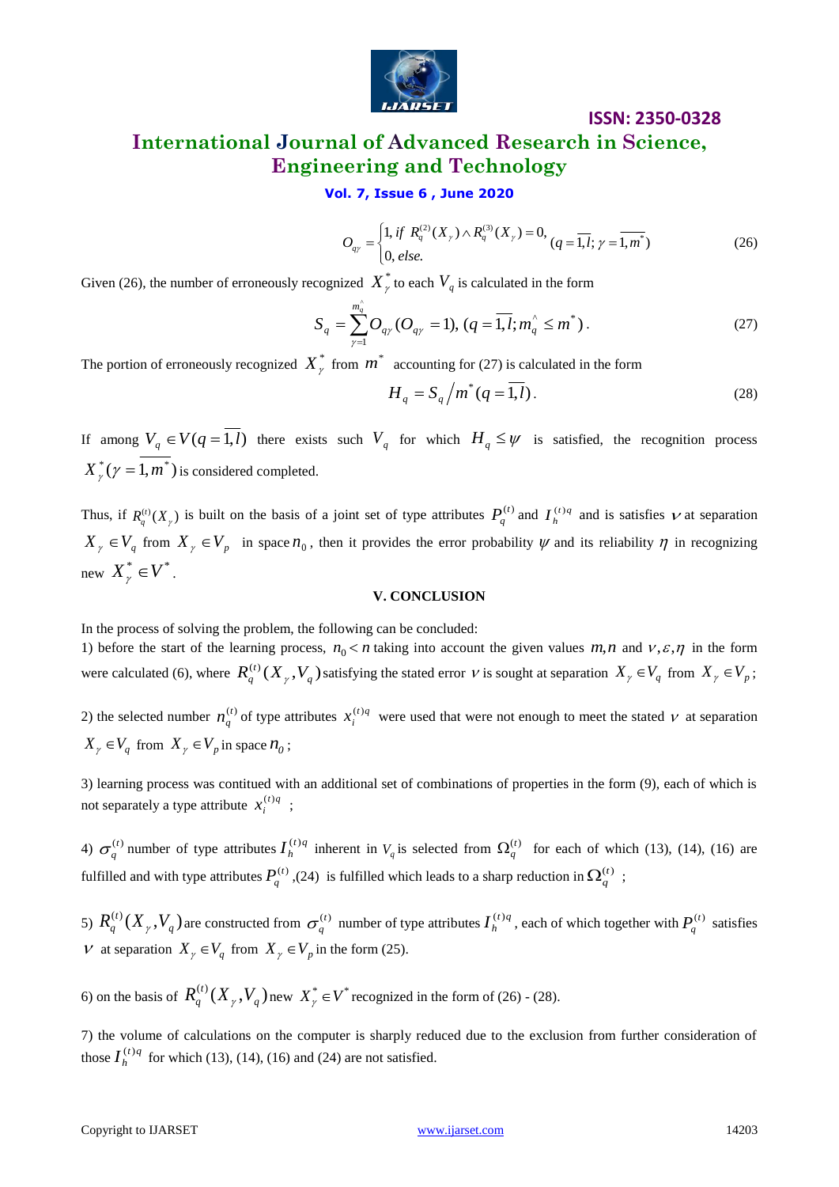$$O_{q\gamma} = \begin{cases} 1, \text{ if } R_q^{(2)}(X_\gamma) \wedge R_q^{(3)}(X_\gamma) = 0, \\ 0, \text{ else.} \end{cases} (q = \overline{1,l}; \gamma = \overline{1,m^*}) \tag{26}$$

Given (26), the number of erroneously recognized $X_\gamma^*$ to each $V_q$ is calculated in the form

$$S_q = \sum_{\gamma=1}^{m_q^\wedge} O_{q\gamma}\,(O_{q\gamma} = 1),\ (q = \overline{1,l}; m_q^\wedge \le m^*). \tag{27}$$

The portion of erroneously recognized $X_\gamma^*$ from $m^*$ accounting for (27) is calculated in the form

$$H_q = S_q / m^* (q = \overline{1,l}). \tag{28}$$

If among $V_q \in V(q = \overline{1,l})$ there exists such $V_q$ for which $H_q \le \psi$ is satisfied, the recognition process $X_\gamma^*(\gamma = \overline{1,m^*})$ is considered completed.

Thus, if $R_q^{(t)}(X_\gamma)$ is built on the basis of a joint set of type attributes $P_q^{(t)}$ and $I_h^{(t)q}$ and is satisfies $\nu$ at separation $X_\gamma \in V_q$ from $X_\gamma \in V_p$ in space $n_0$, then it provides the error probability $\psi$ and its reliability $\eta$ in recognizing new $X_\gamma^* \in V^*$.

## V. CONCLUSION

In the process of solving the problem, the following can be concluded:

1) before the start of the learning process, $n_0 < n$ taking into account the given values $m, n$ and $\nu, \varepsilon, \eta$ in the form were calculated (6), where $R_q^{(t)}(X_\gamma, V_q)$ satisfying the stated error $\nu$ is sought at separation $X_\gamma \in V_q$ from $X_\gamma \in V_p$;

2) the selected number $n_q^{(t)}$ of type attributes $x_i^{(t)q}$ were used that were not enough to meet the stated $\nu$ at separation $X_\gamma \in V_q$ from $X_\gamma \in V_p$ in space $n_0$;

3) learning process was contitued with an additional set of combinations of properties in the form (9), each of which is not separately a type attribute $x_i^{(t)q}$ ;

4) $\sigma_q^{(t)}$ number of type attributes $I_h^{(t)q}$ inherent in $V_q$ is selected from $\Omega_q^{(t)}$ for each of which (13), (14), (16) are fulfilled and with type attributes $P_q^{(t)}$ ,(24) is fulfilled which leads to a sharp reduction in $\Omega_q^{(t)}$ ;

5) $R_q^{(t)}(X_\gamma, V_q)$ are constructed from $\sigma_q^{(t)}$ number of type attributes $I_h^{(t)q}$, each of which together with $P_q^{(t)}$ satisfies $\nu$ at separation $X_\gamma \in V_q$ from $X_\gamma \in V_p$ in the form (25).

6) on the basis of $R_q^{(t)}(X_\gamma, V_q)$ new $X_\gamma^* \in V^*$ recognized in the form of (26) - (28).

7) the volume of calculations on the computer is sharply reduced due to the exclusion from further consideration of those $I_h^{(t)q}$ for which (13), (14), (16) and (24) are not satisfied.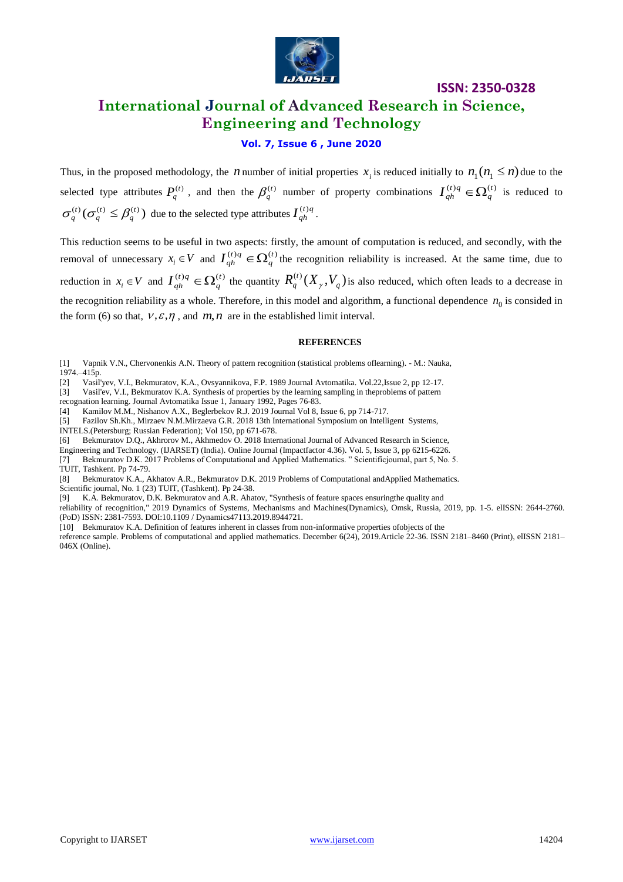Thus, in the proposed methodology, the $n$ number of initial properties $x_i$ is reduced initially to $n_1(n_1 \leq n)$ due to the selected type attributes $P_q^{(t)}$, and then the $\beta_q^{(t)}$ number of property combinations $I_{qh}^{(t)q} \in \Omega_q^{(t)}$ is reduced to $\sigma_q^{(t)}(\sigma_q^{(t)} \leq \beta_q^{(t)})$ due to the selected type attributes $I_{qh}^{(t)q}$.

This reduction seems to be useful in two aspects: firstly, the amount of computation is reduced, and secondly, with the removal of unnecessary $x_i \in V$ and $I_{qh}^{(t)q} \in \Omega_q^{(t)}$ the recognition reliability is increased. At the same time, due to reduction in $x_i \in V$ and $I_{qh}^{(t)q} \in \Omega_q^{(t)}$ the quantity $R_q^{(t)}(X_\gamma, V_q)$ is also reduced, which often leads to a decrease in the recognition reliability as a whole. Therefore, in this model and algorithm, a functional dependence $n_0$ is consided in the form (6) so that, $\nu, \varepsilon, \eta$, and $m, n$ are in the established limit interval.

## REFERENCES

[1] Vapnik V.N., Chervonenkis A.N. Theory of pattern recognition (statistical problems oflearning). - M.: Nauka, 1974.–415p.

[2] Vasil'yev, V.I., Bekmuratov, K.A., Ovsyannikova, F.P. 1989 Journal Avtomatika. Vol.22,Issue 2, pp 12-17.

[3] Vasil'ev, V.I., Bekmuratov K.A. Synthesis of properties by the learning sampling in theproblems of pattern recognation learning. Journal Avtomatika Issue 1, January 1992, Pages 76-83.

[4] Kamilov M.M., Nishanov A.X., Beglerbekov R.J. 2019 Journal Vol 8, Issue 6, pp 714-717.

[5] Fazilov Sh.Kh., Mirzaev N.M.Mirzaeva G.R. 2018 13th International Symposium on Intelligent Systems, INTELS.(Petersburg; Russian Federation); Vol 150, pp 671-678.

[6] Bekmuratov D.Q., Akhrorov M., Akhmedov O. 2018 International Journal of Advanced Research in Science, Engineering and Technology. (IJARSET) (India). Online Journal (Impactfactor 4.36). Vol. 5, Issue 3, pp 6215-6226.

[7] Bekmuratov D.K. 2017 Problems of Computational and Applied Mathematics. " Scientificjournal, part 5, No. 5. TUIT, Tashkent. Pp 74-79.

[8] Bekmuratov K.A., Akhatov A.R., Bekmuratov D.K. 2019 Problems of Computational andApplied Mathematics. Scientific journal, No. 1 (23) TUIT, (Tashkent). Pp 24-38.

[9] K.A. Bekmuratov, D.K. Bekmuratov and A.R. Ahatov, "Synthesis of feature spaces ensuringthe quality and reliability of recognition," 2019 Dynamics of Systems, Mechanisms and Machines(Dynamics), Omsk, Russia, 2019, pp. 1-5. eIISSN: 2644-2760. (PoD) ISSN: 2381-7593. DOI:10.1109 / Dynamics47113.2019.8944721.

[10] Bekmuratov K.A. Definition of features inherent in classes from non-informative properties ofobjects of the reference sample. Problems of computational and applied mathematics. December 6(24), 2019.Article 22-36. ISSN 2181–8460 (Print), eIISSN 2181–046X (Online).